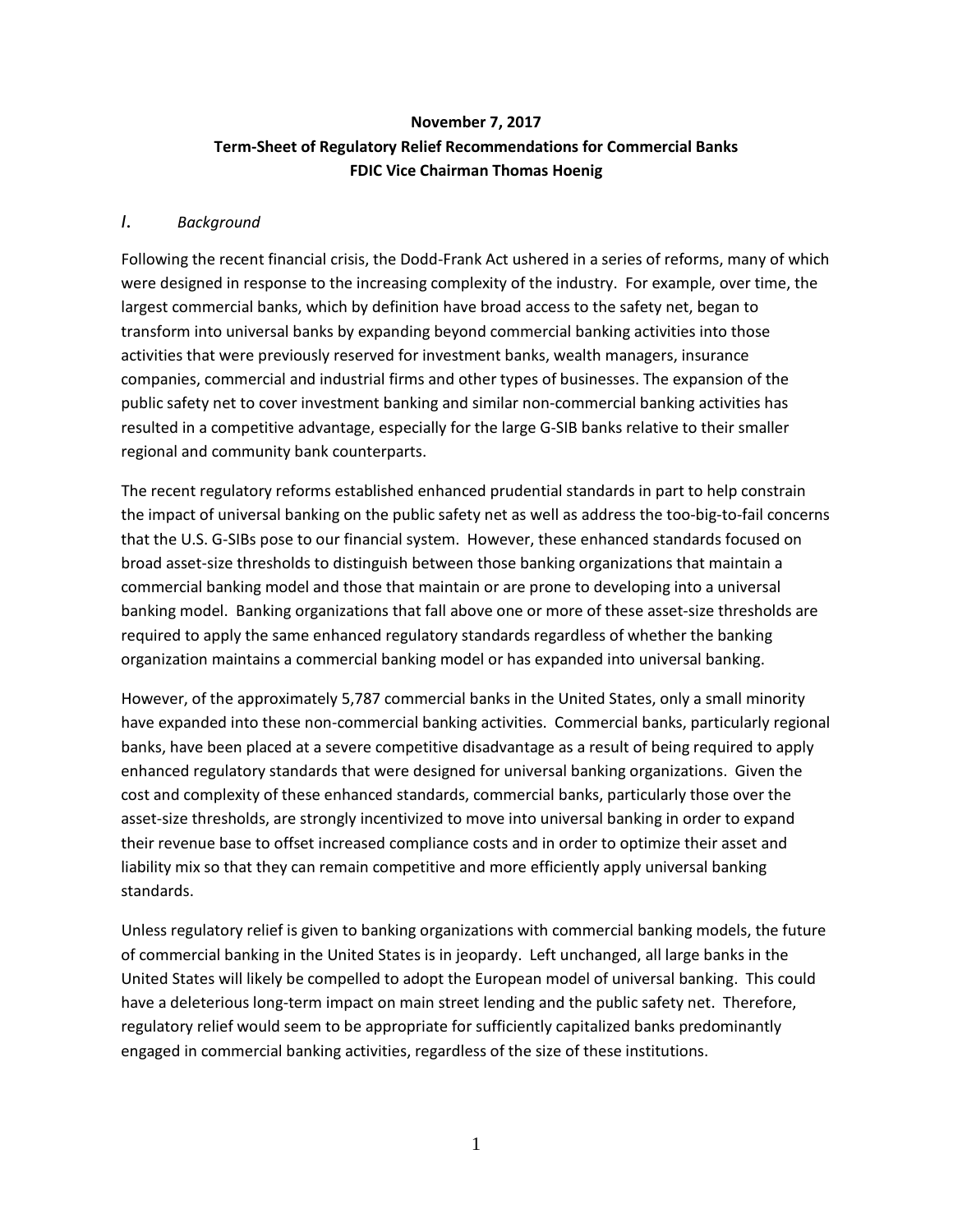**November 7, 2017**

**Term-Sheet of Regulatory Relief Recommendations for Commercial Banks**

**FDIC Vice Chairman Thomas Hoenig**

## *I. Background*

Following the recent financial crisis, the Dodd-Frank Act ushered in a series of reforms, many of which were designed in response to the increasing complexity of the industry. For example, over time, the largest commercial banks, which by definition have broad access to the safety net, began to transform into universal banks by expanding beyond commercial banking activities into those activities that were previously reserved for investment banks, wealth managers, insurance companies, commercial and industrial firms and other types of businesses. The expansion of the public safety net to cover investment banking and similar non-commercial banking activities has resulted in a competitive advantage, especially for the large G-SIB banks relative to their smaller regional and community bank counterparts.

The recent regulatory reforms established enhanced prudential standards in part to help constrain the impact of universal banking on the public safety net as well as address the too-big-to-fail concerns that the U.S. G-SIBs pose to our financial system. However, these enhanced standards focused on broad asset-size thresholds to distinguish between those banking organizations that maintain a commercial banking model and those that maintain or are prone to developing into a universal banking model. Banking organizations that fall above one or more of these asset-size thresholds are required to apply the same enhanced regulatory standards regardless of whether the banking organization maintains a commercial banking model or has expanded into universal banking.

However, of the approximately 5,787 commercial banks in the United States, only a small minority have expanded into these non-commercial banking activities. Commercial banks, particularly regional banks, have been placed at a severe competitive disadvantage as a result of being required to apply enhanced regulatory standards that were designed for universal banking organizations. Given the cost and complexity of these enhanced standards, commercial banks, particularly those over the asset-size thresholds, are strongly incentivized to move into universal banking in order to expand their revenue base to offset increased compliance costs and in order to optimize their asset and liability mix so that they can remain competitive and more efficiently apply universal banking standards.

Unless regulatory relief is given to banking organizations with commercial banking models, the future of commercial banking in the United States is in jeopardy. Left unchanged, all large banks in the United States will likely be compelled to adopt the European model of universal banking. This could have a deleterious long-term impact on main street lending and the public safety net. Therefore, regulatory relief would seem to be appropriate for sufficiently capitalized banks predominantly engaged in commercial banking activities, regardless of the size of these institutions.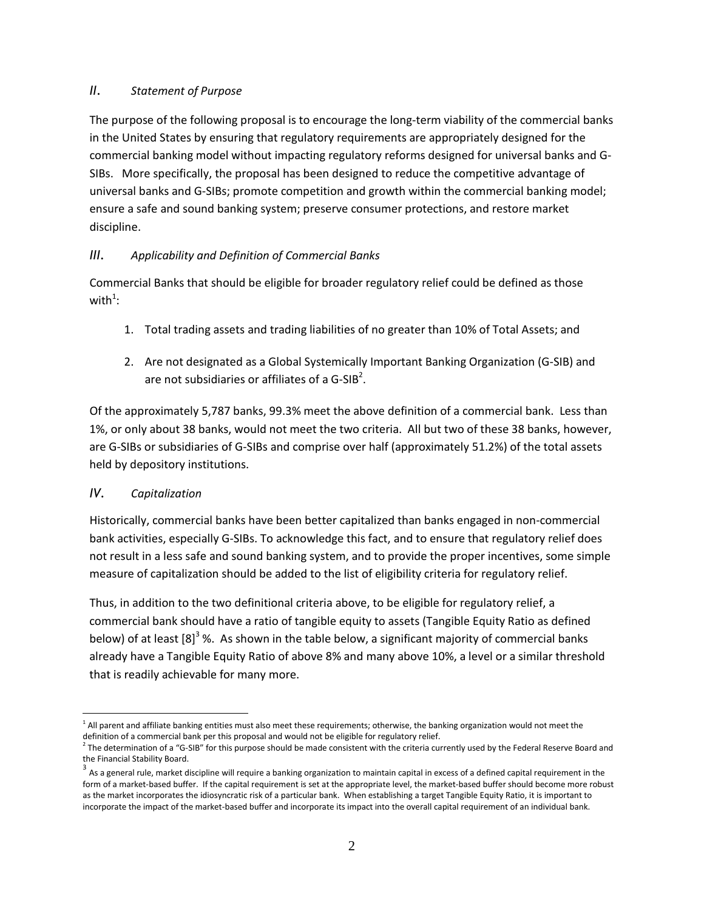## *II. Statement of Purpose*

The purpose of the following proposal is to encourage the long-term viability of the commercial banks in the United States by ensuring that regulatory requirements are appropriately designed for the commercial banking model without impacting regulatory reforms designed for universal banks and G-SIBs. More specifically, the proposal has been designed to reduce the competitive advantage of universal banks and G-SIBs; promote competition and growth within the commercial banking model; ensure a safe and sound banking system; preserve consumer protections, and restore market discipline.

## *III. Applicability and Definition of Commercial Banks*

Commercial Banks that should be eligible for broader regulatory relief could be defined as those with[1]:

1. Total trading assets and trading liabilities of no greater than 10% of Total Assets; and
2. Are not designated as a Global Systemically Important Banking Organization (G-SIB) and are not subsidiaries or affiliates of a G-SIB[2].

Of the approximately 5,787 banks, 99.3% meet the above definition of a commercial bank. Less than 1%, or only about 38 banks, would not meet the two criteria. All but two of these 38 banks, however, are G-SIBs or subsidiaries of G-SIBs and comprise over half (approximately 51.2%) of the total assets held by depository institutions.

## *IV. Capitalization*

Historically, commercial banks have been better capitalized than banks engaged in non-commercial bank activities, especially G-SIBs. To acknowledge this fact, and to ensure that regulatory relief does not result in a less safe and sound banking system, and to provide the proper incentives, some simple measure of capitalization should be added to the list of eligibility criteria for regulatory relief.

Thus, in addition to the two definitional criteria above, to be eligible for regulatory relief, a commercial bank should have a ratio of tangible equity to assets (Tangible Equity Ratio as defined below) of at least [8][3] %. As shown in the table below, a significant majority of commercial banks already have a Tangible Equity Ratio of above 8% and many above 10%, a level or a similar threshold that is readily achievable for many more.

---

[1] All parent and affiliate banking entities must also meet these requirements; otherwise, the banking organization would not meet the definition of a commercial bank per this proposal and would not be eligible for regulatory relief.

[2] The determination of a "G-SIB" for this purpose should be made consistent with the criteria currently used by the Federal Reserve Board and the Financial Stability Board.

[3] As a general rule, market discipline will require a banking organization to maintain capital in excess of a defined capital requirement in the form of a market-based buffer. If the capital requirement is set at the appropriate level, the market-based buffer should become more robust as the market incorporates the idiosyncratic risk of a particular bank. When establishing a target Tangible Equity Ratio, it is important to incorporate the impact of the market-based buffer and incorporate its impact into the overall capital requirement of an individual bank.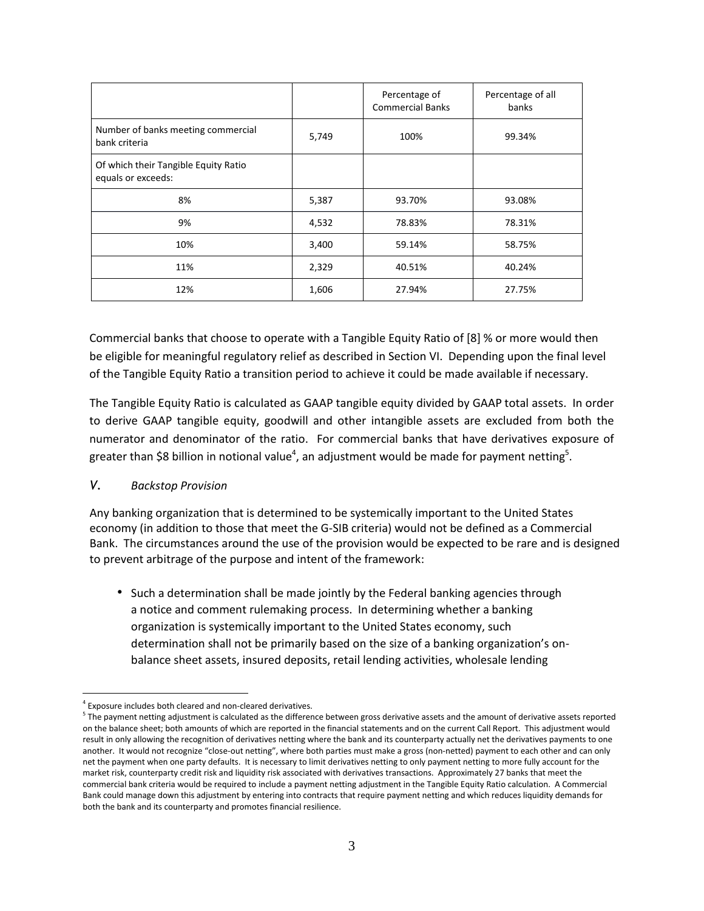| | | Percentage of Commercial Banks | Percentage of all banks |
|---|---|---|---|
| Number of banks meeting commercial bank criteria | 5,749 | 100% | 99.34% |
| Of which their Tangible Equity Ratio equals or exceeds: | | | |
| 8% | 5,387 | 93.70% | 93.08% |
| 9% | 4,532 | 78.83% | 78.31% |
| 10% | 3,400 | 59.14% | 58.75% |
| 11% | 2,329 | 40.51% | 40.24% |
| 12% | 1,606 | 27.94% | 27.75% |

Commercial banks that choose to operate with a Tangible Equity Ratio of [8] % or more would then be eligible for meaningful regulatory relief as described in Section VI. Depending upon the final level of the Tangible Equity Ratio a transition period to achieve it could be made available if necessary.

The Tangible Equity Ratio is calculated as GAAP tangible equity divided by GAAP total assets. In order to derive GAAP tangible equity, goodwill and other intangible assets are excluded from both the numerator and denominator of the ratio. For commercial banks that have derivatives exposure of greater than $8 billion in notional value[4], an adjustment would be made for payment netting[5].

## *V. Backstop Provision*

Any banking organization that is determined to be systemically important to the United States economy (in addition to those that meet the G-SIB criteria) would not be defined as a Commercial Bank. The circumstances around the use of the provision would be expected to be rare and is designed to prevent arbitrage of the purpose and intent of the framework:

- Such a determination shall be made jointly by the Federal banking agencies through a notice and comment rulemaking process. In determining whether a banking organization is systemically important to the United States economy, such determination shall not be primarily based on the size of a banking organization's on-balance sheet assets, insured deposits, retail lending activities, wholesale lending

---

[4] Exposure includes both cleared and non-cleared derivatives.

[5] The payment netting adjustment is calculated as the difference between gross derivative assets and the amount of derivative assets reported on the balance sheet; both amounts of which are reported in the financial statements and on the current Call Report. This adjustment would result in only allowing the recognition of derivatives netting where the bank and its counterparty actually net the derivatives payments to one another. It would not recognize "close-out netting", where both parties must make a gross (non-netted) payment to each other and can only net the payment when one party defaults. It is necessary to limit derivatives netting to only payment netting to more fully account for the market risk, counterparty credit risk and liquidity risk associated with derivatives transactions. Approximately 27 banks that meet the commercial bank criteria would be required to include a payment netting adjustment in the Tangible Equity Ratio calculation. A Commercial Bank could manage down this adjustment by entering into contracts that require payment netting and which reduces liquidity demands for both the bank and its counterparty and promotes financial resilience.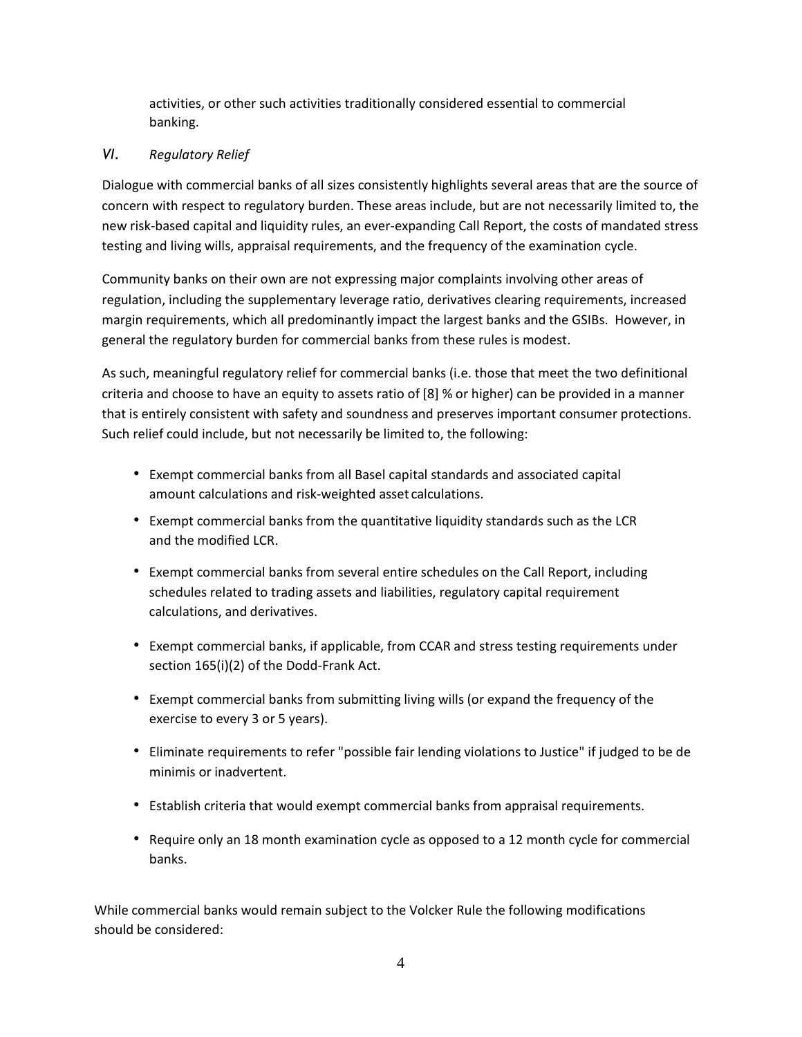activities, or other such activities traditionally considered essential to commercial banking.

## VI. *Regulatory Relief*

Dialogue with commercial banks of all sizes consistently highlights several areas that are the source of concern with respect to regulatory burden. These areas include, but are not necessarily limited to, the new risk-based capital and liquidity rules, an ever-expanding Call Report, the costs of mandated stress testing and living wills, appraisal requirements, and the frequency of the examination cycle.

Community banks on their own are not expressing major complaints involving other areas of regulation, including the supplementary leverage ratio, derivatives clearing requirements, increased margin requirements, which all predominantly impact the largest banks and the GSIBs. However, in general the regulatory burden for commercial banks from these rules is modest.

As such, meaningful regulatory relief for commercial banks (i.e. those that meet the two definitional criteria and choose to have an equity to assets ratio of [8] % or higher) can be provided in a manner that is entirely consistent with safety and soundness and preserves important consumer protections. Such relief could include, but not necessarily be limited to, the following:

- Exempt commercial banks from all Basel capital standards and associated capital amount calculations and risk-weighted asset calculations.
- Exempt commercial banks from the quantitative liquidity standards such as the LCR and the modified LCR.
- Exempt commercial banks from several entire schedules on the Call Report, including schedules related to trading assets and liabilities, regulatory capital requirement calculations, and derivatives.
- Exempt commercial banks, if applicable, from CCAR and stress testing requirements under section 165(i)(2) of the Dodd-Frank Act.
- Exempt commercial banks from submitting living wills (or expand the frequency of the exercise to every 3 or 5 years).
- Eliminate requirements to refer "possible fair lending violations to Justice" if judged to be de minimis or inadvertent.
- Establish criteria that would exempt commercial banks from appraisal requirements.
- Require only an 18 month examination cycle as opposed to a 12 month cycle for commercial banks.

While commercial banks would remain subject to the Volcker Rule the following modifications should be considered: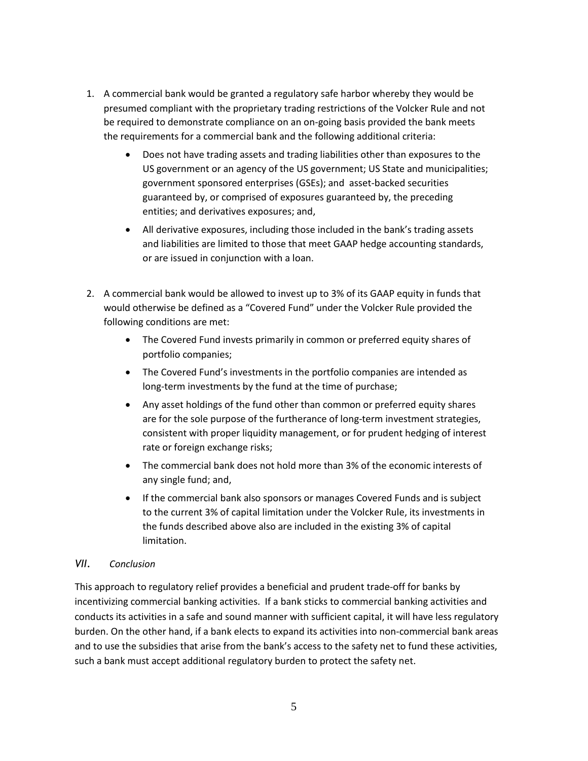1. A commercial bank would be granted a regulatory safe harbor whereby they would be presumed compliant with the proprietary trading restrictions of the Volcker Rule and not be required to demonstrate compliance on an on-going basis provided the bank meets the requirements for a commercial bank and the following additional criteria:
   - Does not have trading assets and trading liabilities other than exposures to the US government or an agency of the US government; US State and municipalities; government sponsored enterprises (GSEs); and asset-backed securities guaranteed by, or comprised of exposures guaranteed by, the preceding entities; and derivatives exposures; and,
   - All derivative exposures, including those included in the bank's trading assets and liabilities are limited to those that meet GAAP hedge accounting standards, or are issued in conjunction with a loan.

2. A commercial bank would be allowed to invest up to 3% of its GAAP equity in funds that would otherwise be defined as a "Covered Fund" under the Volcker Rule provided the following conditions are met:
   - The Covered Fund invests primarily in common or preferred equity shares of portfolio companies;
   - The Covered Fund's investments in the portfolio companies are intended as long-term investments by the fund at the time of purchase;
   - Any asset holdings of the fund other than common or preferred equity shares are for the sole purpose of the furtherance of long-term investment strategies, consistent with proper liquidity management, or for prudent hedging of interest rate or foreign exchange risks;
   - The commercial bank does not hold more than 3% of the economic interests of any single fund; and,
   - If the commercial bank also sponsors or manages Covered Funds and is subject to the current 3% of capital limitation under the Volcker Rule, its investments in the funds described above also are included in the existing 3% of capital limitation.

## VII. *Conclusion*

This approach to regulatory relief provides a beneficial and prudent trade-off for banks by incentivizing commercial banking activities. If a bank sticks to commercial banking activities and conducts its activities in a safe and sound manner with sufficient capital, it will have less regulatory burden. On the other hand, if a bank elects to expand its activities into non-commercial bank areas and to use the subsidies that arise from the bank's access to the safety net to fund these activities, such a bank must accept additional regulatory burden to protect the safety net.